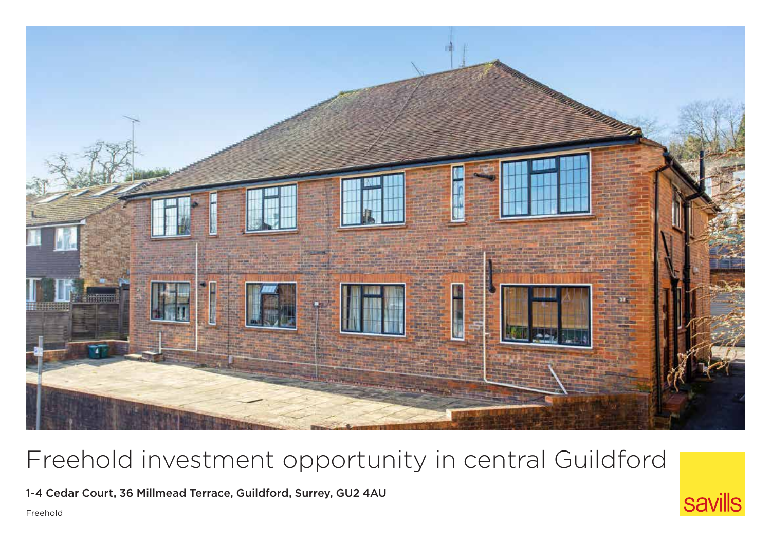# Freehold investment opportunity in central Guildford

**1-4 Cedar Court, 36 Millmead Terrace, Guildford, Surrey, GU2 4AU**

Freehold

savills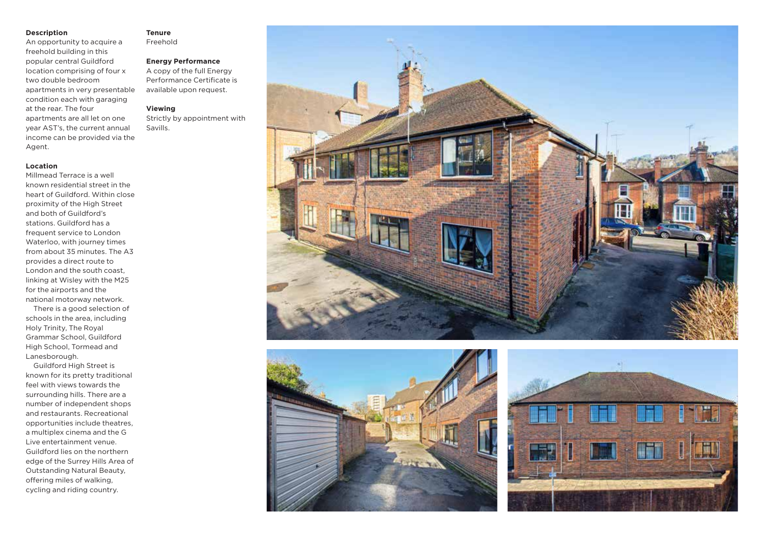## Description

An opportunity to acquire a freehold building in this popular central Guildford location comprising of four x two double bedroom apartments in very presentable condition each with garaging at the rear. The four apartments are all let on one year AST's, the current annual income can be provided via the Agent.

## Location

Millmead Terrace is a well known residential street in the heart of Guildford. Within close proximity of the High Street and both of Guildford's stations. Guildford has a frequent service to London Waterloo, with journey times from about 35 minutes. The A3 provides a direct route to London and the south coast, linking at Wisley with the M25 for the airports and the national motorway network.

There is a good selection of schools in the area, including Holy Trinity, The Royal Grammar School, Guildford High School, Tormead and Lanesborough.

Guildford High Street is known for its pretty traditional feel with views towards the surrounding hills. There are a number of independent shops and restaurants. Recreational opportunities include theatres, a multiplex cinema and the G Live entertainment venue. Guildford lies on the northern edge of the Surrey Hills Area of Outstanding Natural Beauty, offering miles of walking, cycling and riding country.

## Tenure

Freehold

## Energy Performance

A copy of the full Energy Performance Certificate is available upon request.

## Viewing

Strictly by appointment with Savills.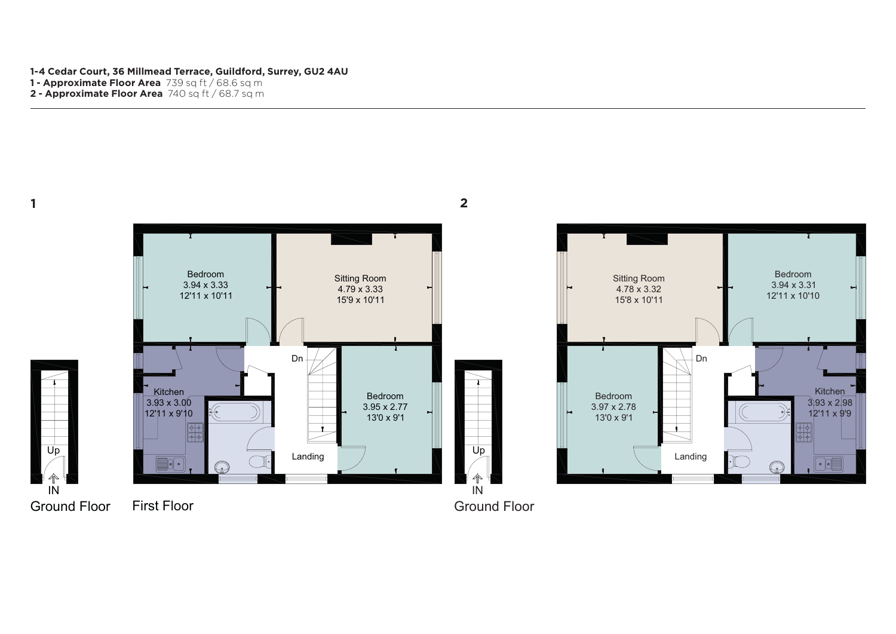**1-4 Cedar Court, 36 Millmead Terrace, Guildford, Surrey, GU2 4AU**
**1 - Approximate Floor Area** 739 sq ft / 68.6 sq m
**2 - Approximate Floor Area** 740 sq ft / 68.7 sq m

**1**

Ground Floor

Up

IN

First Floor

Bedroom
3.94 x 3.33
12'11 x 10'11

Sitting Room
4.79 x 3.33
15'9 x 10'11

Kitchen
3.93 x 3.00
12'11 x 9'10

Bedroom
3.95 x 2.77
13'0 x 9'1

Dn

Landing

**2**

Ground Floor

Up

IN

Sitting Room
4.78 x 3.32
15'8 x 10'11

Bedroom
3.94 x 3.31
12'11 x 10'10

Bedroom
3.97 x 2.78
13'0 x 9'1

Kitchen
3.93 x 2.98
12'11 x 9'9

Dn

Landing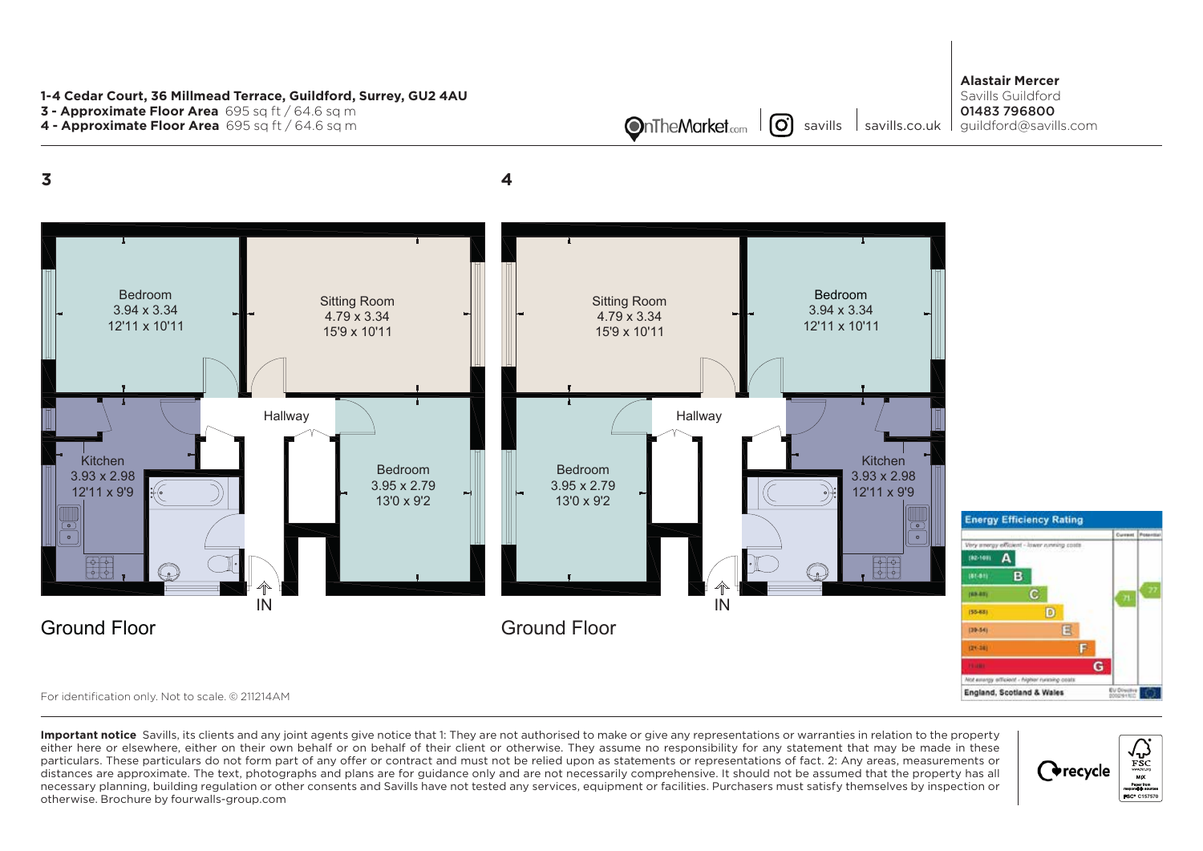**1-4 Cedar Court, 36 Millmead Terrace, Guildford, Surrey, GU2 4AU**
**3 - Approximate Floor Area** 695 sq ft / 64.6 sq m
**4 - Approximate Floor Area** 695 sq ft / 64.6 sq m

OnTheMarket.com | savills | savills.co.uk

**Alastair Mercer**
Savills Guildford
**01483 796800**
guildford@savills.com

## 3

Bedroom
3.94 x 3.34
12'11 x 10'11

Sitting Room
4.79 x 3.34
15'9 x 10'11

Hallway

Kitchen
3.93 x 2.98
12'11 x 9'9

Bedroom
3.95 x 2.79
13'0 x 9'2

IN

Ground Floor

## 4

Sitting Room
4.79 x 3.34
15'9 x 10'11

Bedroom
3.94 x 3.34
12'11 x 10'11

Hallway

Bedroom
3.95 x 2.79
13'0 x 9'2

Kitchen
3.93 x 2.98
12'11 x 9'9

IN

Ground Floor

Energy Efficiency Rating

Current | Potential

Very energy efficient - lower running costs

(92-100) A
(81-91) B
(69-80) C
(55-68) D
(39-54) E
(21-38) F
(1-20) G

71
77

Not energy efficient - higher running costs

England, Scotland & Wales
EU Directive 2002/91/EC

For identification only. Not to scale. © 211214AM

**Important notice** Savills, its clients and any joint agents give notice that 1: They are not authorised to make or give any representations or warranties in relation to the property either here or elsewhere, either on their own behalf or on behalf of their client or otherwise. They assume no responsibility for any statement that may be made in these particulars. These particulars do not form part of any offer or contract and must not be relied upon as statements or representations of fact. 2: Any areas, measurements or distances are approximate. The text, photographs and plans are for guidance only and are not necessarily comprehensive. It should not be assumed that the property has all necessary planning, building regulation or other consents and Savills have not tested any services, equipment or facilities. Purchasers must satisfy themselves by inspection or otherwise. Brochure by fourwalls-group.com

recycle

FSC
MIX
Paper from responsible sources
FSC® C157570